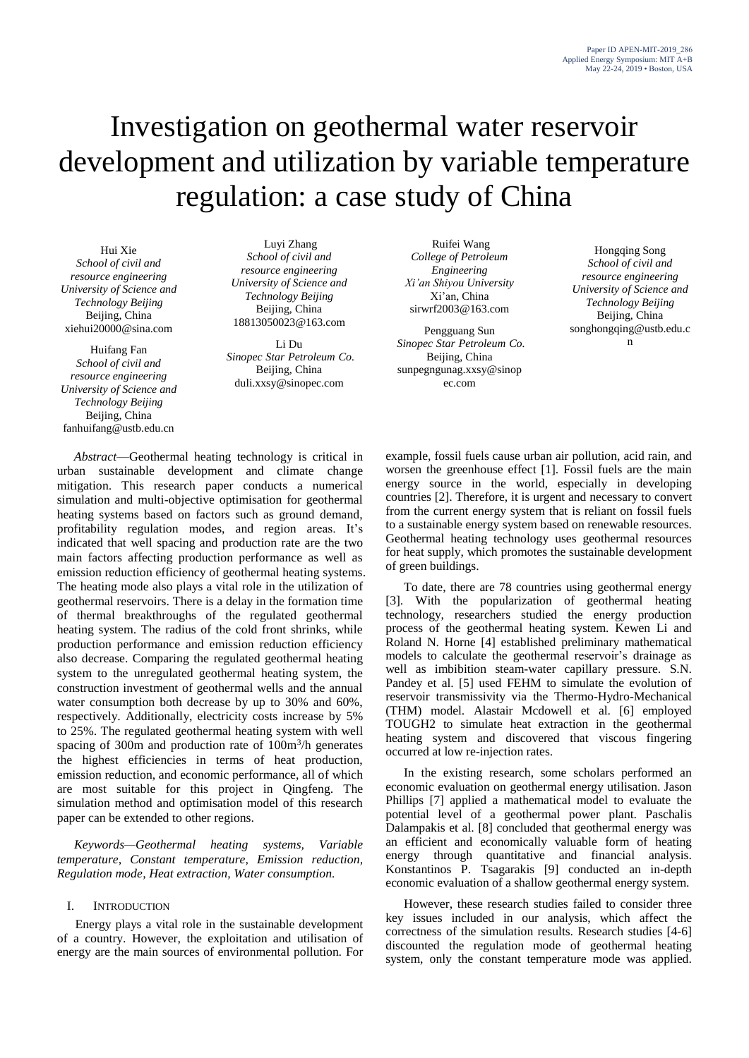# Investigation on geothermal water reservoir development and utilization by variable temperature regulation: a case study of China

Hui Xie
*School of civil and resource engineering*
*University of Science and Technology Beijing*
Beijing, China
xiehui20000@sina.com

Huifang Fan
*School of civil and resource engineering*
*University of Science and Technology Beijing*
Beijing, China
fanhuifang@ustb.edu.cn

Luyi Zhang
*School of civil and resource engineering*
*University of Science and Technology Beijing*
Beijing, China
18813050023@163.com

Li Du
*Sinopec Star Petroleum Co.*
Beijing, China
duli.xxsy@sinopec.com

Ruifei Wang
*College of Petroleum Engineering*
*Xi'an Shiyou University*
Xi'an, China
sirwrf2003@163.com

Pengguang Sun
*Sinopec Star Petroleum Co.*
Beijing, China
sunpegngunag.xxsy@sinopec.com

Hongqing Song
*School of civil and resource engineering*
*University of Science and Technology Beijing*
Beijing, China
songhongqing@ustb.edu.cn

*Abstract*—Geothermal heating technology is critical in urban sustainable development and climate change mitigation. This research paper conducts a numerical simulation and multi-objective optimisation for geothermal heating systems based on factors such as ground demand, profitability regulation modes, and region areas. It's indicated that well spacing and production rate are the two main factors affecting production performance as well as emission reduction efficiency of geothermal heating systems. The heating mode also plays a vital role in the utilization of geothermal reservoirs. There is a delay in the formation time of thermal breakthroughs of the regulated geothermal heating system. The radius of the cold front shrinks, while production performance and emission reduction efficiency also decrease. Comparing the regulated geothermal heating system to the unregulated geothermal heating system, the construction investment of geothermal wells and the annual water consumption both decrease by up to 30% and 60%, respectively. Additionally, electricity costs increase by 5% to 25%. The regulated geothermal heating system with well spacing of 300m and production rate of 100m$^3$/h generates the highest efficiencies in terms of heat production, emission reduction, and economic performance, all of which are most suitable for this project in Qingfeng. The simulation method and optimisation model of this research paper can be extended to other regions.

*Keywords—Geothermal heating systems, Variable temperature, Constant temperature, Emission reduction, Regulation mode, Heat extraction, Water consumption.*

## I. Introduction

Energy plays a vital role in the sustainable development of a country. However, the exploitation and utilisation of energy are the main sources of environmental pollution. For example, fossil fuels cause urban air pollution, acid rain, and worsen the greenhouse effect [1]. Fossil fuels are the main energy source in the world, especially in developing countries [2]. Therefore, it is urgent and necessary to convert from the current energy system that is reliant on fossil fuels to a sustainable energy system based on renewable resources. Geothermal heating technology uses geothermal resources for heat supply, which promotes the sustainable development of green buildings.

To date, there are 78 countries using geothermal energy [3]. With the popularization of geothermal heating technology, researchers studied the energy production process of the geothermal heating system. Kewen Li and Roland N. Horne [4] established preliminary mathematical models to calculate the geothermal reservoir's drainage as well as imbibition steam-water capillary pressure. S.N. Pandey et al. [5] used FEHM to simulate the evolution of reservoir transmissivity via the Thermo-Hydro-Mechanical (THM) model. Alastair Mcdowell et al. [6] employed TOUGH2 to simulate heat extraction in the geothermal heating system and discovered that viscous fingering occurred at low re-injection rates.

In the existing research, some scholars performed an economic evaluation on geothermal energy utilisation. Jason Phillips [7] applied a mathematical model to evaluate the potential level of a geothermal power plant. Paschalis Dalampakis et al. [8] concluded that geothermal energy was an efficient and economically valuable form of heating energy through quantitative and financial analysis. Konstantinos P. Tsagarakis [9] conducted an in-depth economic evaluation of a shallow geothermal energy system.

However, these research studies failed to consider three key issues included in our analysis, which affect the correctness of the simulation results. Research studies [4-6] discounted the regulation mode of geothermal heating system, only the constant temperature mode was applied.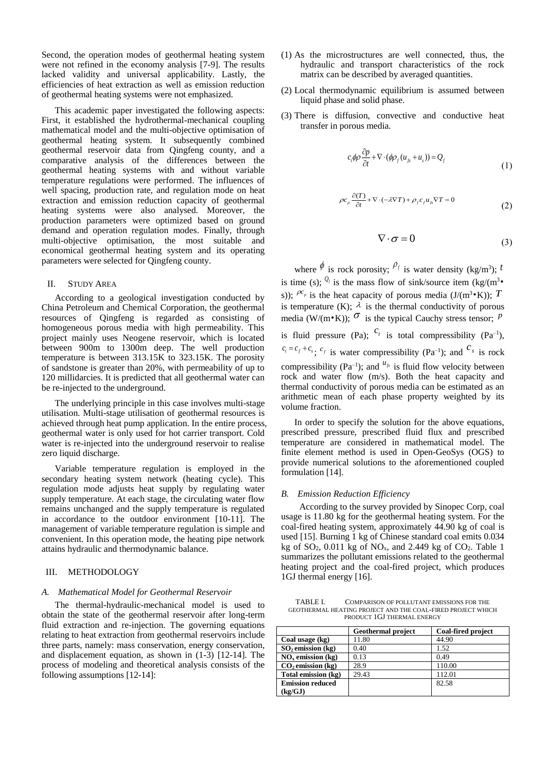Second, the operation modes of geothermal heating system were not refined in the economy analysis [7-9]. The results lacked validity and universal applicability. Lastly, the efficiencies of heat extraction as well as emission reduction of geothermal heating systems were not emphasized.

This academic paper investigated the following aspects: First, it established the hydrothermal-mechanical coupling mathematical model and the multi-objective optimisation of geothermal heating system. It subsequently combined geothermal reservoir data from Qingfeng county, and a comparative analysis of the differences between the geothermal heating systems with and without variable temperature regulations were performed. The influences of well spacing, production rate, and regulation mode on heat extraction and emission reduction capacity of geothermal heating systems were also analysed. Moreover, the production parameters were optimized based on ground demand and operation regulation modes. Finally, through multi-objective optimisation, the most suitable and economical geothermal heating system and its operating parameters were selected for Qingfeng county.

## II. Study Area

According to a geological investigation conducted by China Petroleum and Chemical Corporation, the geothermal resources of Qingfeng is regarded as consisting of homogeneous porous media with high permeability. This project mainly uses Neogene reservoir, which is located between 900m to 1300m deep. The well production temperature is between 313.15K to 323.15K. The porosity of sandstone is greater than 20%, with permeability of up to 120 millidarcies. It is predicted that all geothermal water can be re-injected to the underground.

The underlying principle in this case involves multi-stage utilisation. Multi-stage utilisation of geothermal resources is achieved through heat pump application. In the entire process, geothermal water is only used for hot carrier transport. Cold water is re-injected into the underground reservoir to realise zero liquid discharge.

Variable temperature regulation is employed in the secondary heating system network (heating cycle). This regulation mode adjusts heat supply by regulating water supply temperature. At each stage, the circulating water flow remains unchanged and the supply temperature is regulated in accordance to the outdoor environment [10-11]. The management of variable temperature regulation is simple and convenient. In this operation mode, the heating pipe network attains hydraulic and thermodynamic balance.

## III. Methodology

### A. Mathematical Model for Geothermal Reservoir

The thermal-hydraulic-mechanical model is used to obtain the state of the geothermal reservoir after long-term fluid extraction and re-injection. The governing equations relating to heat extraction from geothermal reservoirs include three parts, namely: mass conservation, energy conservation, and displacement equation, as shown in (1-3) [12-14]. The process of modeling and theoretical analysis consists of the following assumptions [12-14]:

(1) As the microstructures are well connected, thus, the hydraulic and transport characteristics of the rock matrix can be described by averaged quantities.

(2) Local thermodynamic equilibrium is assumed between liquid phase and solid phase.

(3) There is diffusion, convective and conductive heat transfer in porous media.

$$c_t \phi \rho \frac{\partial p}{\partial t} + \nabla \cdot (\phi \rho_f (u_{fs} + u_s)) = Q_f \tag{1}$$

$$\rho c_p \frac{\partial (T)}{\partial t} + \nabla \cdot (-\lambda \nabla T) + \rho_f c_f u_{fs} \nabla T = 0 \tag{2}$$

$$\nabla \cdot \sigma = 0 \tag{3}$$

where $\phi$ is rock porosity; $\rho_f$ is water density (kg/m$^3$); $t$ is time (s); $Q_f$ is the mass flow of sink/source item (kg/(m$^3$•s)); $\rho c_p$ is the heat capacity of porous media (J/(m$^3$•K)); $T$ is temperature (K); $\lambda$ is the thermal conductivity of porous media (W/(m•K)); $\sigma$ is the typical Cauchy stress tensor; $p$ is fluid pressure (Pa); $c_t$ is total compressibility (Pa$^{-1}$), $c_t = c_f + c_s$; $c_f$ is water compressibility (Pa$^{-1}$); and $c_s$ is rock compressibility (Pa$^{-1}$); and $u_{fs}$ is fluid flow velocity between rock and water flow (m/s). Both the heat capacity and thermal conductivity of porous media can be estimated as an arithmetic mean of each phase property weighted by its volume fraction.

In order to specify the solution for the above equations, prescribed pressure, prescribed fluid flux and prescribed temperature are considered in mathematical model. The finite element method is used in Open-GeoSys (OGS) to provide numerical solutions to the aforementioned coupled formulation [14].

### B. Emission Reduction Efficiency

According to the survey provided by Sinopec Corp, coal usage is 11.80 kg for the geothermal heating system. For the coal-fired heating system, approximately 44.90 kg of coal is used [15]. Burning 1 kg of Chinese standard coal emits 0.034 kg of $SO_2$, 0.011 kg of $NO_x$, and 2.449 kg of $CO_2$. Table 1 summarizes the pollutant emissions related to the geothermal heating project and the coal-fired project, which produces 1GJ thermal energy [16].

TABLE I. Comparison of Pollutant Emissions for the Geothermal Heating Project and the Coal-Fired Project Which Product 1GJ Thermal Energy

| | **Geothermal project** | **Coal-fired project** |
|---|---|---|
| **Coal usage (kg)** | 11.80 | 44.90 |
| **$SO_2$ emission (kg)** | 0.40 | 1.52 |
| **$NO_x$ emission (kg)** | 0.13 | 0.49 |
| **$CO_2$ emission (kg)** | 28.9 | 110.00 |
| **Total emission (kg)** | 29.43 | 112.01 |
| **Emission reduced (kg/GJ)** | | 82.58 |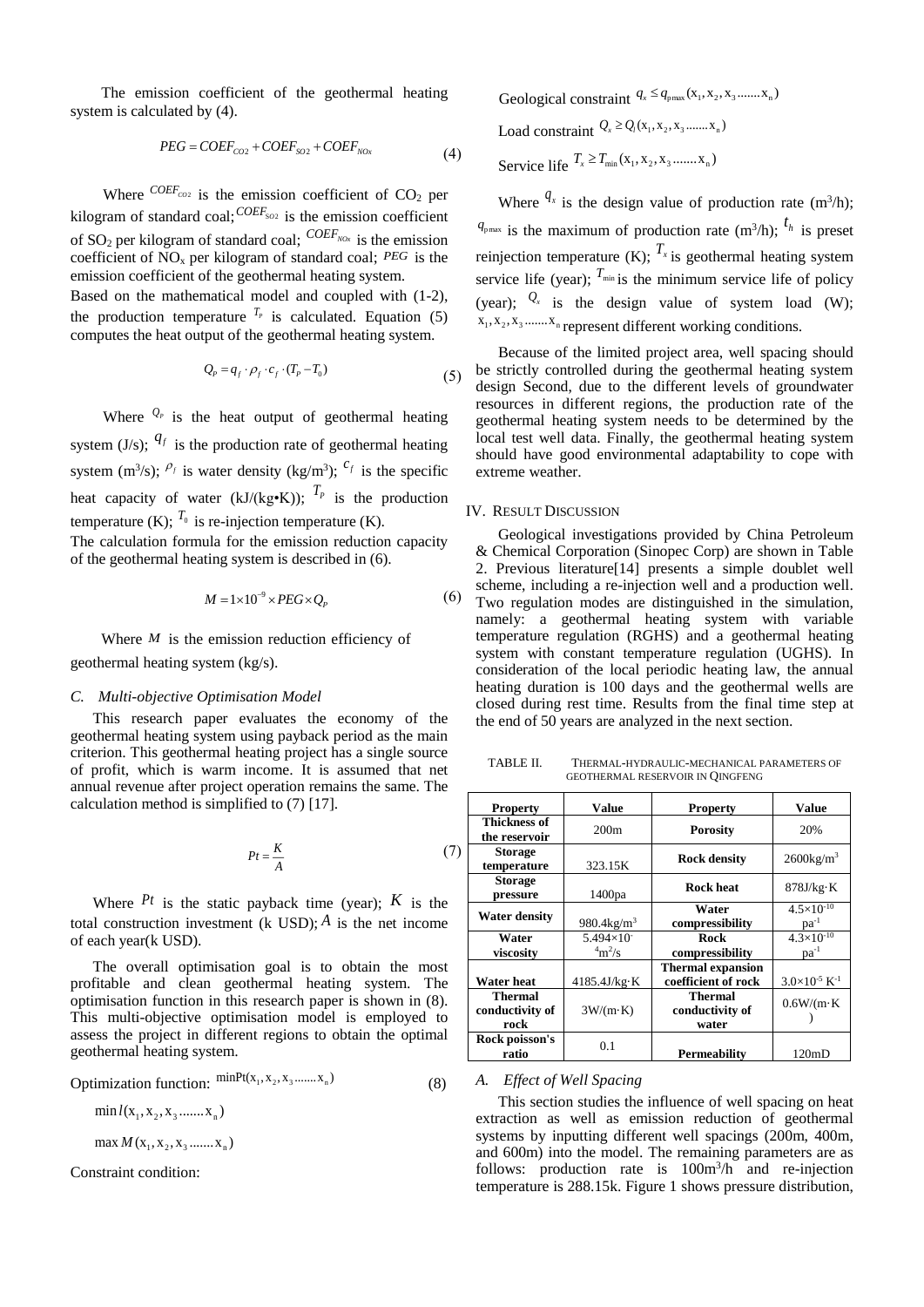The emission coefficient of the geothermal heating system is calculated by (4).

$$PEG = COEF_{CO2} + COEF_{SO2} + COEF_{NOx} \tag{4}$$

Where $COEF_{CO2}$ is the emission coefficient of $CO_2$ per kilogram of standard coal; $COEF_{SO2}$ is the emission coefficient of $SO_2$ per kilogram of standard coal; $COEF_{NOx}$ is the emission coefficient of $NO_x$ per kilogram of standard coal; $PEG$ is the emission coefficient of the geothermal heating system.

Based on the mathematical model and coupled with (1-2), the production temperature $T_P$ is calculated. Equation (5) computes the heat output of the geothermal heating system.

$$Q_P = q_f \cdot \rho_f \cdot c_f \cdot (T_P - T_0) \tag{5}$$

Where $Q_P$ is the heat output of geothermal heating system (J/s); $q_f$ is the production rate of geothermal heating system ($m^3$/s); $\rho_f$ is water density (kg/$m^3$); $c_f$ is the specific heat capacity of water (kJ/(kg•K)); $T_P$ is the production temperature (K); $T_0$ is re-injection temperature (K).

The calculation formula for the emission reduction capacity of the geothermal heating system is described in (6).

$$M = 1 \times 10^{-9} \times PEG \times Q_P \tag{6}$$

Where $M$ is the emission reduction efficiency of geothermal heating system (kg/s).

### *C. Multi-objective Optimisation Model*

This research paper evaluates the economy of the geothermal heating system using payback period as the main criterion. This geothermal heating project has a single source of profit, which is warm income. It is assumed that net annual revenue after project operation remains the same. The calculation method is simplified to (7) [17].

$$Pt = \frac{K}{A} \tag{7}$$

Where $Pt$ is the static payback time (year); $K$ is the total construction investment (k USD); $A$ is the net income of each year(k USD).

The overall optimisation goal is to obtain the most profitable and clean geothermal heating system. The optimisation function in this research paper is shown in (8). This multi-objective optimisation model is employed to assess the project in different regions to obtain the optimal geothermal heating system.

Optimization function: $\min Pt(x_1, x_2, x_3 \ldots\ldots x_n)$ (8)

$\min l(x_1, x_2, x_3 \ldots\ldots x_n)$

$\max M(x_1, x_2, x_3 \ldots\ldots x_n)$

Constraint condition:

Geological constraint $q_x \le q_{p\max}(x_1, x_2, x_3 \ldots\ldots x_n)$

Load constraint $Q_x \ge Q_l(x_1, x_2, x_3 \ldots\ldots x_n)$

Service life $T_x \ge T_{\min}(x_1, x_2, x_3 \ldots\ldots x_n)$

Where $q_x$ is the design value of production rate ($m^3$/h); $q_{p\max}$ is the maximum of production rate ($m^3$/h); $t_h$ is preset reinjection temperature (K); $T_x$ is geothermal heating system service life (year); $T_{\min}$ is the minimum service life of policy (year); $Q_x$ is the design value of system load (W); $x_1, x_2, x_3 \ldots\ldots x_n$ represent different working conditions.

Because of the limited project area, well spacing should be strictly controlled during the geothermal heating system design Second, due to the different levels of groundwater resources in different regions, the production rate of the geothermal heating system needs to be determined by the local test well data. Finally, the geothermal heating system should have good environmental adaptability to cope with extreme weather.

## IV. Result Discussion

Geological investigations provided by China Petroleum & Chemical Corporation (Sinopec Corp) are shown in Table 2. Previous literature[14] presents a simple doublet well scheme, including a re-injection well and a production well. Two regulation modes are distinguished in the simulation, namely: a geothermal heating system with variable temperature regulation (RGHS) and a geothermal heating system with constant temperature regulation (UGHS). In consideration of the local periodic heating law, the annual heating duration is 100 days and the geothermal wells are closed during rest time. Results from the final time step at the end of 50 years are analyzed in the next section.

TABLE II. Thermal-hydraulic-mechanical parameters of geothermal reservoir in Qingfeng

| Property | Value | Property | Value |
|---|---|---|---|
| **Thickness of the reservoir** | 200m | **Porosity** | 20% |
| **Storage temperature** | 323.15K | **Rock density** | 2600kg/$m^3$ |
| **Storage pressure** | 1400pa | **Rock heat** | 878J/kg·K |
| **Water density** | 980.4kg/$m^3$ | **Water compressibility** | $4.5\times10^{-10}$ $pa^{-1}$ |
| **Water viscosity** | $5.494\times10^{-4}$ $m^2$/s | **Rock compressibility** | $4.3\times10^{-10}$ $pa^{-1}$ |
| **Water heat** | 4185.4J/kg·K | **Thermal expansion coefficient of rock** | $3.0\times10^{-5}$ $K^{-1}$ |
| **Thermal conductivity of rock** | 3W/(m·K) | **Thermal conductivity of water** | 0.6W/(m·K) |
| **Rock poisson's ratio** | 0.1 | **Permeability** | 120mD |

### *A. Effect of Well Spacing*

This section studies the influence of well spacing on heat extraction as well as emission reduction of geothermal systems by inputting different well spacings (200m, 400m, and 600m) into the model. The remaining parameters are as follows: production rate is 100$m^3$/h and re-injection temperature is 288.15k. Figure 1 shows pressure distribution,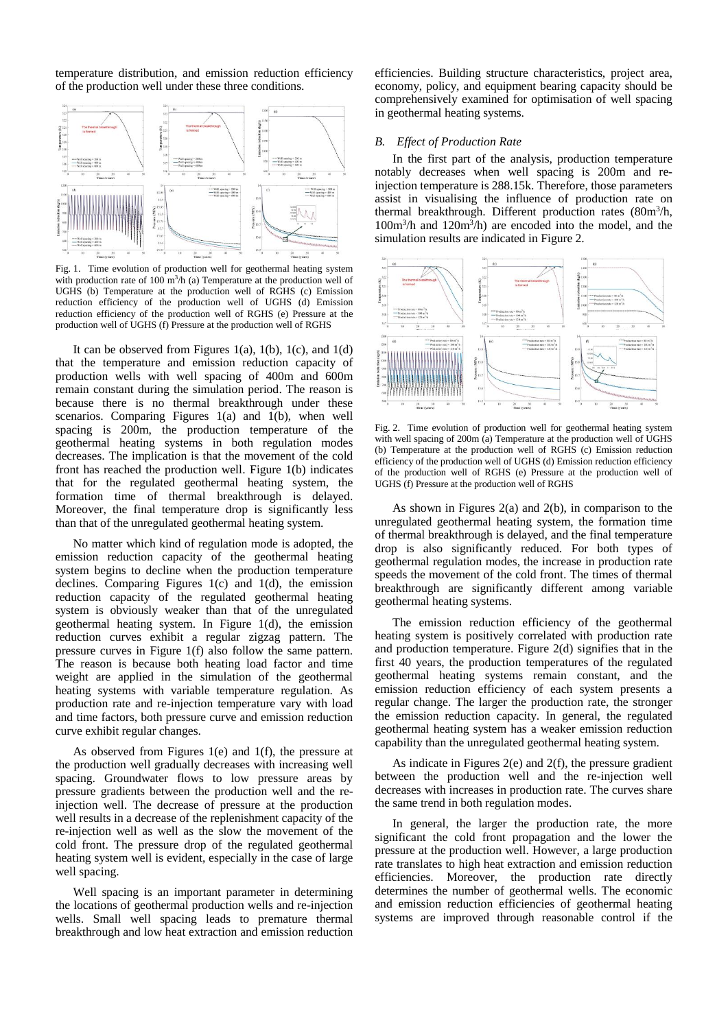temperature distribution, and emission reduction efficiency of the production well under these three conditions.

Fig. 1. Time evolution of production well for geothermal heating system with production rate of 100 $m^3$/h (a) Temperature at the production well of UGHS (b) Temperature at the production well of RGHS (c) Emission reduction efficiency of the production well of UGHS (d) Emission reduction efficiency of the production well of RGHS (e) Pressure at the production well of UGHS (f) Pressure at the production well of RGHS

It can be observed from Figures 1(a), 1(b), 1(c), and 1(d) that the temperature and emission reduction capacity of production wells with well spacing of 400m and 600m remain constant during the simulation period. The reason is because there is no thermal breakthrough under these scenarios. Comparing Figures 1(a) and 1(b), when well spacing is 200m, the production temperature of the geothermal heating systems in both regulation modes decreases. The implication is that the movement of the cold front has reached the production well. Figure 1(b) indicates that for the regulated geothermal heating system, the formation time of thermal breakthrough is delayed. Moreover, the final temperature drop is significantly less than that of the unregulated geothermal heating system.

No matter which kind of regulation mode is adopted, the emission reduction capacity of the geothermal heating system begins to decline when the production temperature declines. Comparing Figures 1(c) and 1(d), the emission reduction capacity of the regulated geothermal heating system is obviously weaker than that of the unregulated geothermal heating system. In Figure 1(d), the emission reduction curves exhibit a regular zigzag pattern. The pressure curves in Figure 1(f) also follow the same pattern. The reason is because both heating load factor and time weight are applied in the simulation of the geothermal heating systems with variable temperature regulation. As production rate and re-injection temperature vary with load and time factors, both pressure curve and emission reduction curve exhibit regular changes.

As observed from Figures 1(e) and 1(f), the pressure at the production well gradually decreases with increasing well spacing. Groundwater flows to low pressure areas by pressure gradients between the production well and the re-injection well. The decrease of pressure at the production well results in a decrease of the replenishment capacity of the re-injection well as well as the slow the movement of the cold front. The pressure drop of the regulated geothermal heating system well is evident, especially in the case of large well spacing.

Well spacing is an important parameter in determining the locations of geothermal production wells and re-injection wells. Small well spacing leads to premature thermal breakthrough and low heat extraction and emission reduction efficiencies. Building structure characteristics, project area, economy, policy, and equipment bearing capacity should be comprehensively examined for optimisation of well spacing in geothermal heating systems.

### *B. Effect of Production Rate*

In the first part of the analysis, production temperature notably decreases when well spacing is 200m and re-injection temperature is 288.15k. Therefore, those parameters assist in visualising the influence of production rate on thermal breakthrough. Different production rates (80$m^3$/h, 100$m^3$/h and 120$m^3$/h) are encoded into the model, and the simulation results are indicated in Figure 2.

Fig. 2. Time evolution of production well for geothermal heating system with well spacing of 200m (a) Temperature at the production well of UGHS (b) Temperature at the production well of RGHS (c) Emission reduction efficiency of the production well of UGHS (d) Emission reduction efficiency of the production well of RGHS (e) Pressure at the production well of UGHS (f) Pressure at the production well of RGHS

As shown in Figures 2(a) and 2(b), in comparison to the unregulated geothermal heating system, the formation time of thermal breakthrough is delayed, and the final temperature drop is also significantly reduced. For both types of geothermal regulation modes, the increase in production rate speeds the movement of the cold front. The times of thermal breakthrough are significantly different among variable geothermal heating systems.

The emission reduction efficiency of the geothermal heating system is positively correlated with production rate and production temperature. Figure 2(d) signifies that in the first 40 years, the production temperatures of the regulated geothermal heating systems remain constant, and the emission reduction efficiency of each system presents a regular change. The larger the production rate, the stronger the emission reduction capacity. In general, the regulated geothermal heating system has a weaker emission reduction capability than the unregulated geothermal heating system.

As indicate in Figures 2(e) and 2(f), the pressure gradient between the production well and the re-injection well decreases with increases in production rate. The curves share the same trend in both regulation modes.

In general, the larger the production rate, the more significant the cold front propagation and the lower the pressure at the production well. However, a large production rate translates to high heat extraction and emission reduction efficiencies. Moreover, the production rate directly determines the number of geothermal wells. The economic and emission reduction efficiencies of geothermal heating systems are improved through reasonable control if the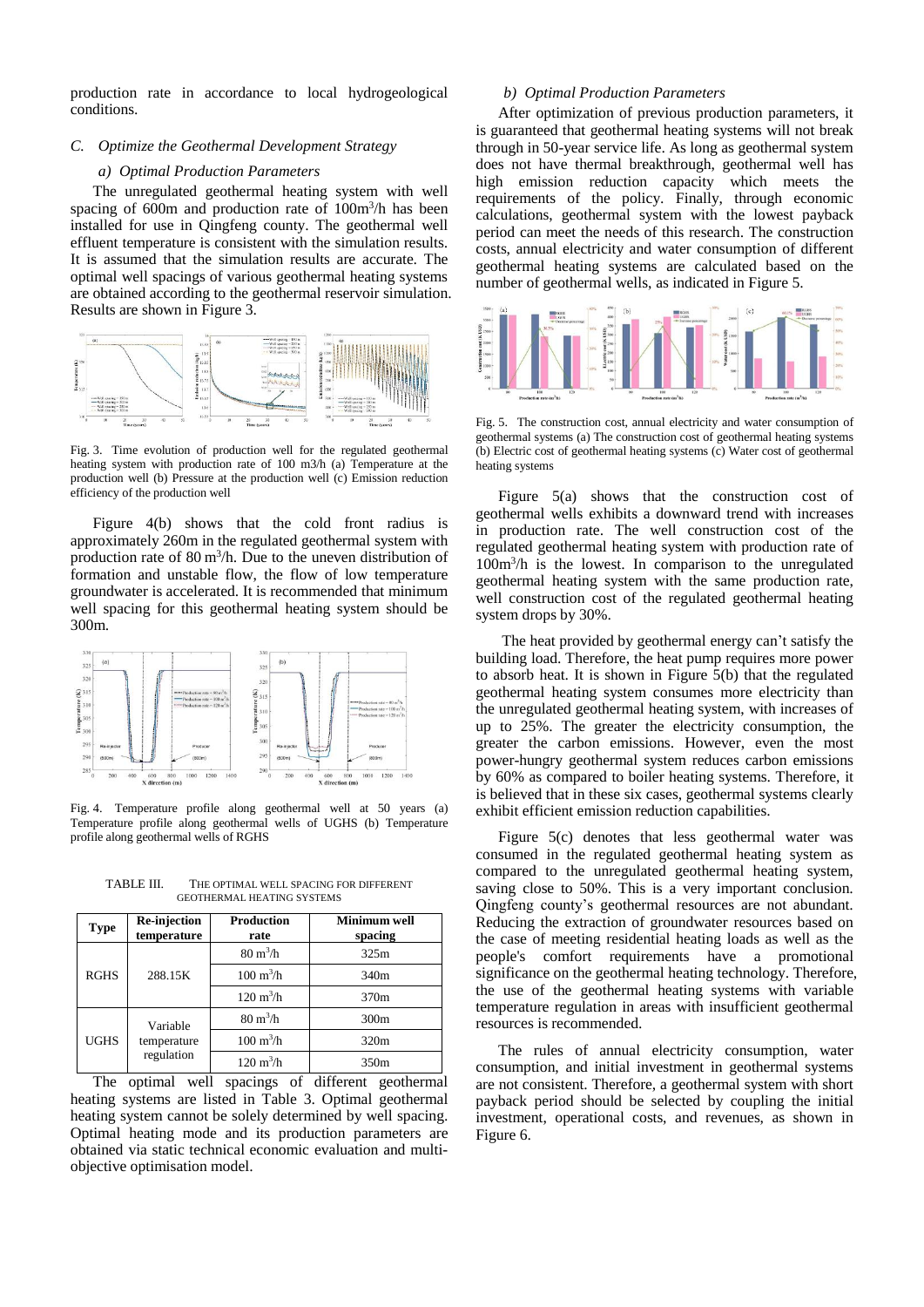production rate in accordance to local hydrogeological conditions.

### C. *Optimize the Geothermal Development Strategy*

#### *a) Optimal Production Parameters*

The unregulated geothermal heating system with well spacing of 600m and production rate of 100m$^3$/h has been installed for use in Qingfeng county. The geothermal well effluent temperature is consistent with the simulation results. It is assumed that the simulation results are accurate. The optimal well spacings of various geothermal heating systems are obtained according to the geothermal reservoir simulation. Results are shown in Figure 3.

Fig. 3. Time evolution of production well for the regulated geothermal heating system with production rate of 100 m3/h (a) Temperature at the production well (b) Pressure at the production well (c) Emission reduction efficiency of the production well

Figure 4(b) shows that the cold front radius is approximately 260m in the regulated geothermal system with production rate of 80 m$^3$/h. Due to the uneven distribution of formation and unstable flow, the flow of low temperature groundwater is accelerated. It is recommended that minimum well spacing for this geothermal heating system should be 300m.

Fig. 4. Temperature profile along geothermal well at 50 years (a) Temperature profile along geothermal wells of UGHS (b) Temperature profile along geothermal wells of RGHS

TABLE III. THE OPTIMAL WELL SPACING FOR DIFFERENT GEOTHERMAL HEATING SYSTEMS

| Type | Re-injection temperature | Production rate | Minimum well spacing |
|---|---|---|---|
| RGHS | 288.15K | 80 m$^3$/h | 325m |
| | | 100 m$^3$/h | 340m |
| | | 120 m$^3$/h | 370m |
| UGHS | Variable temperature regulation | 80 m$^3$/h | 300m |
| | | 100 m$^3$/h | 320m |
| | | 120 m$^3$/h | 350m |

The optimal well spacings of different geothermal heating systems are listed in Table 3. Optimal geothermal heating system cannot be solely determined by well spacing. Optimal heating mode and its production parameters are obtained via static technical economic evaluation and multi-objective optimisation model.

#### *b) Optimal Production Parameters*

After optimization of previous production parameters, it is guaranteed that geothermal heating systems will not break through in 50-year service life. As long as geothermal system does not have thermal breakthrough, geothermal well has high emission reduction capacity which meets the requirements of the policy. Finally, through economic calculations, geothermal system with the lowest payback period can meet the needs of this research. The construction costs, annual electricity and water consumption of different geothermal heating systems are calculated based on the number of geothermal wells, as indicated in Figure 5.

Fig. 5. The construction cost, annual electricity and water consumption of geothermal systems (a) The construction cost of geothermal heating systems (b) Electric cost of geothermal heating systems (c) Water cost of geothermal heating systems

Figure 5(a) shows that the construction cost of geothermal wells exhibits a downward trend with increases in production rate. The well construction cost of the regulated geothermal heating system with production rate of 100m$^3$/h is the lowest. In comparison to the unregulated geothermal heating system with the same production rate, well construction cost of the regulated geothermal heating system drops by 30%.

The heat provided by geothermal energy can't satisfy the building load. Therefore, the heat pump requires more power to absorb heat. It is shown in Figure 5(b) that the regulated geothermal heating system consumes more electricity than the unregulated geothermal heating system, with increases of up to 25%. The greater the electricity consumption, the greater the carbon emissions. However, even the most power-hungry geothermal system reduces carbon emissions by 60% as compared to boiler heating systems. Therefore, it is believed that in these six cases, geothermal systems clearly exhibit efficient emission reduction capabilities.

Figure 5(c) denotes that less geothermal water was consumed in the regulated geothermal heating system as compared to the unregulated geothermal heating system, saving close to 50%. This is a very important conclusion. Qingfeng county's geothermal resources are not abundant. Reducing the extraction of groundwater resources based on the case of meeting residential heating loads as well as the people's comfort requirements have a promotional significance on the geothermal heating technology. Therefore, the use of the geothermal heating systems with variable temperature regulation in areas with insufficient geothermal resources is recommended.

The rules of annual electricity consumption, water consumption, and initial investment in geothermal systems are not consistent. Therefore, a geothermal system with short payback period should be selected by coupling the initial investment, operational costs, and revenues, as shown in Figure 6.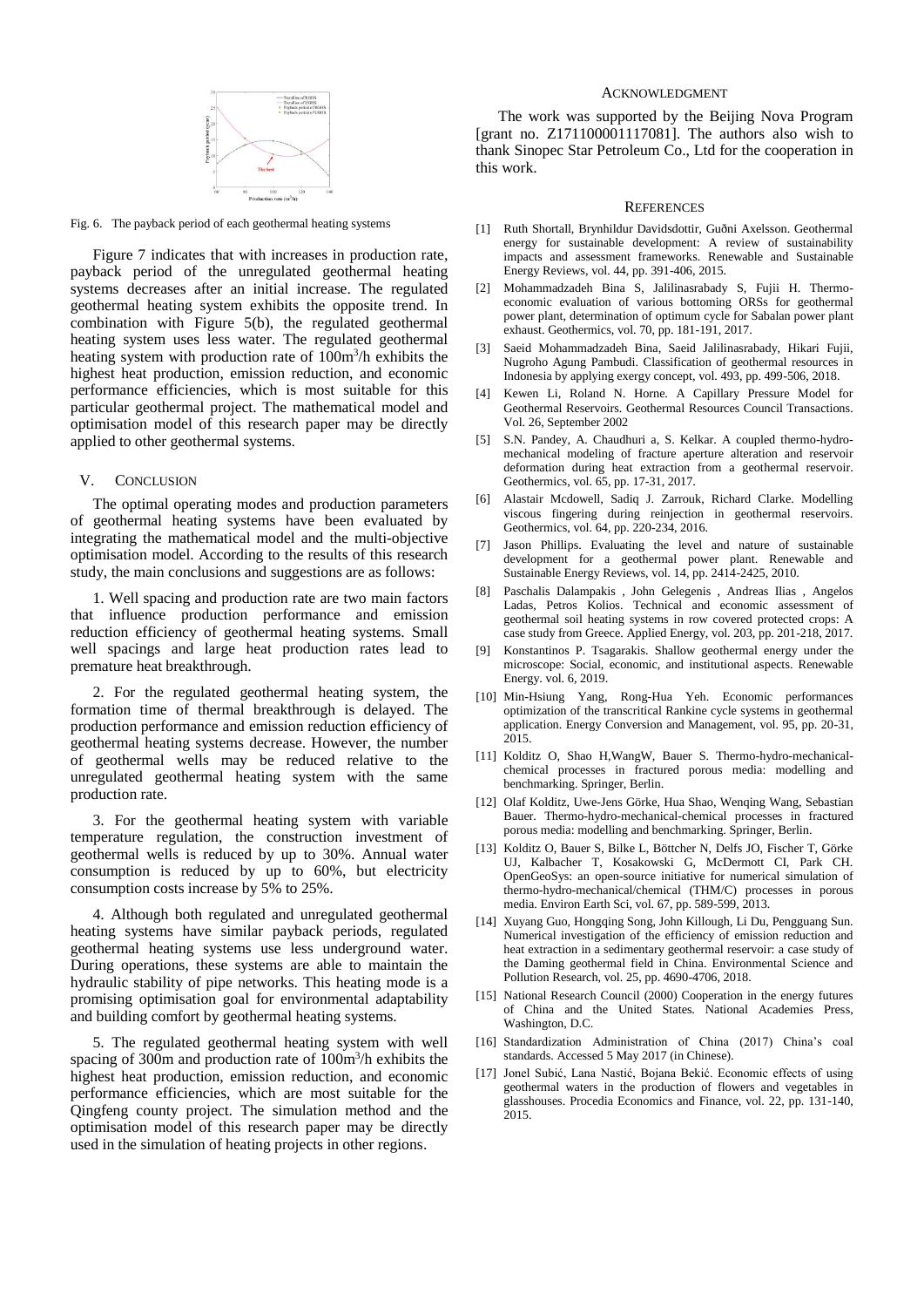Trendline of RGHS
Trendline of UGHS
Payback period of RGHS
Payback period of UGHS

Payback period (year)

The best

Production rate (m³/h)

Fig. 6. The payback period of each geothermal heating systems

Figure 7 indicates that with increases in production rate, payback period of the unregulated geothermal heating systems decreases after an initial increase. The regulated geothermal heating system exhibits the opposite trend. In combination with Figure 5(b), the regulated geothermal heating system uses less water. The regulated geothermal heating system with production rate of 100m$^3$/h exhibits the highest heat production, emission reduction, and economic performance efficiencies, which is most suitable for this particular geothermal project. The mathematical model and optimisation model of this research paper may be directly applied to other geothermal systems.

## V. Conclusion

The optimal operating modes and production parameters of geothermal heating systems have been evaluated by integrating the mathematical model and the multi-objective optimisation model. According to the results of this research study, the main conclusions and suggestions are as follows:

1. Well spacing and production rate are two main factors that influence production performance and emission reduction efficiency of geothermal heating systems. Small well spacings and large heat production rates lead to premature heat breakthrough.

2. For the regulated geothermal heating system, the formation time of thermal breakthrough is delayed. The production performance and emission reduction efficiency of geothermal heating systems decrease. However, the number of geothermal wells may be reduced relative to the unregulated geothermal heating system with the same production rate.

3. For the geothermal heating system with variable temperature regulation, the construction investment of geothermal wells is reduced by up to 30%. Annual water consumption is reduced by up to 60%, but electricity consumption costs increase by 5% to 25%.

4. Although both regulated and unregulated geothermal heating systems have similar payback periods, regulated geothermal heating systems use less underground water. During operations, these systems are able to maintain the hydraulic stability of pipe networks. This heating mode is a promising optimisation goal for environmental adaptability and building comfort by geothermal heating systems.

5. The regulated geothermal heating system with well spacing of 300m and production rate of 100m$^3$/h exhibits the highest heat production, emission reduction, and economic performance efficiencies, which are most suitable for the Qingfeng county project. The simulation method and the optimisation model of this research paper may be directly used in the simulation of heating projects in other regions.

## Acknowledgment

The work was supported by the Beijing Nova Program [grant no. Z171100001117081]. The authors also wish to thank Sinopec Star Petroleum Co., Ltd for the cooperation in this work.

## References

[1] Ruth Shortall, Brynhildur Davidsdottir, Guðni Axelsson. Geothermal energy for sustainable development: A review of sustainability impacts and assessment frameworks. Renewable and Sustainable Energy Reviews, vol. 44, pp. 391-406, 2015.

[2] Mohammadzadeh Bina S, Jalilinasrabady S, Fujii H. Thermo-economic evaluation of various bottoming ORSs for geothermal power plant, determination of optimum cycle for Sabalan power plant exhaust. Geothermics, vol. 70, pp. 181-191, 2017.

[3] Saeid Mohammadzadeh Bina, Saeid Jalilinasrabady, Hikari Fujii, Nugroho Agung Pambudi. Classification of geothermal resources in Indonesia by applying exergy concept, vol. 493, pp. 499-506, 2018.

[4] Kewen Li, Roland N. Horne. A Capillary Pressure Model for Geothermal Reservoirs. Geothermal Resources Council Transactions. Vol. 26, September 2002

[5] S.N. Pandey, A. Chaudhuri a, S. Kelkar. A coupled thermo-hydro-mechanical modeling of fracture aperture alteration and reservoir deformation during heat extraction from a geothermal reservoir. Geothermics, vol. 65, pp. 17-31, 2017.

[6] Alastair Mcdowell, Sadiq J. Zarrouk, Richard Clarke. Modelling viscous fingering during reinjection in geothermal reservoirs. Geothermics, vol. 64, pp. 220-234, 2016.

[7] Jason Phillips. Evaluating the level and nature of sustainable development for a geothermal power plant. Renewable and Sustainable Energy Reviews, vol. 14, pp. 2414-2425, 2010.

[8] Paschalis Dalampakis , John Gelegenis , Andreas Ilias , Angelos Ladas, Petros Kolios. Technical and economic assessment of geothermal soil heating systems in row covered protected crops: A case study from Greece. Applied Energy, vol. 203, pp. 201-218, 2017.

[9] Konstantinos P. Tsagarakis. Shallow geothermal energy under the microscope: Social, economic, and institutional aspects. Renewable Energy. vol. 6, 2019.

[10] Min-Hsiung Yang, Rong-Hua Yeh. Economic performances optimization of the transcritical Rankine cycle systems in geothermal application. Energy Conversion and Management, vol. 95, pp. 20-31, 2015.

[11] Kolditz O, Shao H,WangW, Bauer S. Thermo-hydro-mechanical-chemical processes in fractured porous media: modelling and benchmarking. Springer, Berlin.

[12] Olaf Kolditz, Uwe-Jens Görke, Hua Shao, Wenqing Wang, Sebastian Bauer. Thermo-hydro-mechanical-chemical processes in fractured porous media: modelling and benchmarking. Springer, Berlin.

[13] Kolditz O, Bauer S, Bilke L, Böttcher N, Delfs JO, Fischer T, Görke UJ, Kalbacher T, Kosakowski G, McDermott CI, Park CH. OpenGeoSys: an open-source initiative for numerical simulation of thermo-hydro-mechanical/chemical (THM/C) processes in porous media. Environ Earth Sci, vol. 67, pp. 589-599, 2013.

[14] Xuyang Guo, Hongqing Song, John Killough, Li Du, Pengguang Sun. Numerical investigation of the efficiency of emission reduction and heat extraction in a sedimentary geothermal reservoir: a case study of the Daming geothermal field in China. Environmental Science and Pollution Research, vol. 25, pp. 4690-4706, 2018.

[15] National Research Council (2000) Cooperation in the energy futures of China and the United States. National Academies Press, Washington, D.C.

[16] Standardization Administration of China (2017) China's coal standards. Accessed 5 May 2017 (in Chinese).

[17] Jonel Subić, Lana Nastić, Bojana Bekić. Economic effects of using geothermal waters in the production of flowers and vegetables in glasshouses. Procedia Economics and Finance, vol. 22, pp. 131-140, 2015.